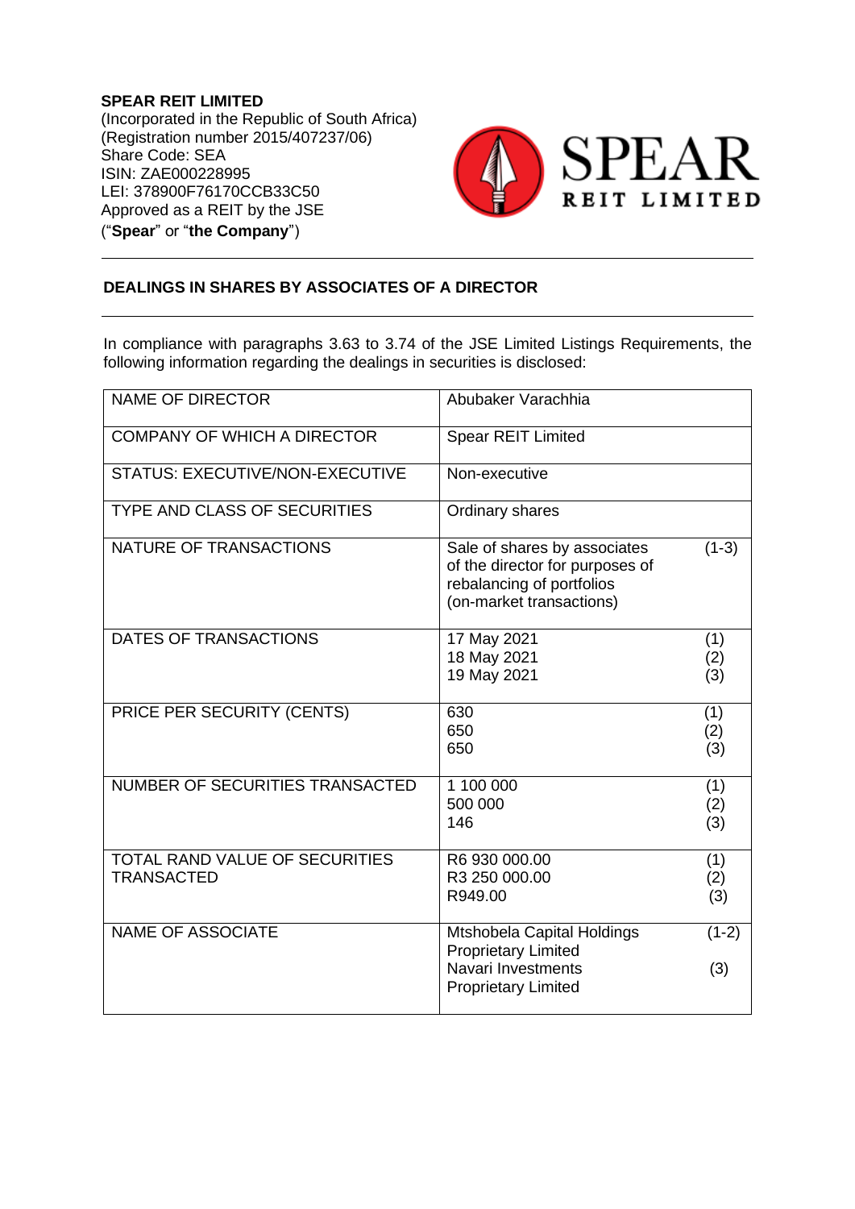**SPEAR REIT LIMITED**
(Incorporated in the Republic of South Africa)
(Registration number 2015/407237/06)
Share Code: SEA
ISIN: ZAE000228995
LEI: 378900F76170CCB33C50
Approved as a REIT by the JSE
("**Spear**" or "**the Company**")

**DEALINGS IN SHARES BY ASSOCIATES OF A DIRECTOR**

In compliance with paragraphs 3.63 to 3.74 of the JSE Limited Listings Requirements, the following information regarding the dealings in securities is disclosed:

| | | |
|---|---|---|
| NAME OF DIRECTOR | Abubaker Varachhia | |
| COMPANY OF WHICH A DIRECTOR | Spear REIT Limited | |
| STATUS: EXECUTIVE/NON-EXECUTIVE | Non-executive | |
| TYPE AND CLASS OF SECURITIES | Ordinary shares | |
| NATURE OF TRANSACTIONS | Sale of shares by associates of the director for purposes of rebalancing of portfolios (on-market transactions) | (1-3) |
| DATES OF TRANSACTIONS | 17 May 2021<br>18 May 2021<br>19 May 2021 | (1)<br>(2)<br>(3) |
| PRICE PER SECURITY (CENTS) | 630<br>650<br>650 | (1)<br>(2)<br>(3) |
| NUMBER OF SECURITIES TRANSACTED | 1 100 000<br>500 000<br>146 | (1)<br>(2)<br>(3) |
| TOTAL RAND VALUE OF SECURITIES TRANSACTED | R6 930 000.00<br>R3 250 000.00<br>R949.00 | (1)<br>(2)<br>(3) |
| NAME OF ASSOCIATE | Mtshobela Capital Holdings Proprietary Limited<br>Navari Investments Proprietary Limited | (1-2)<br>(3) |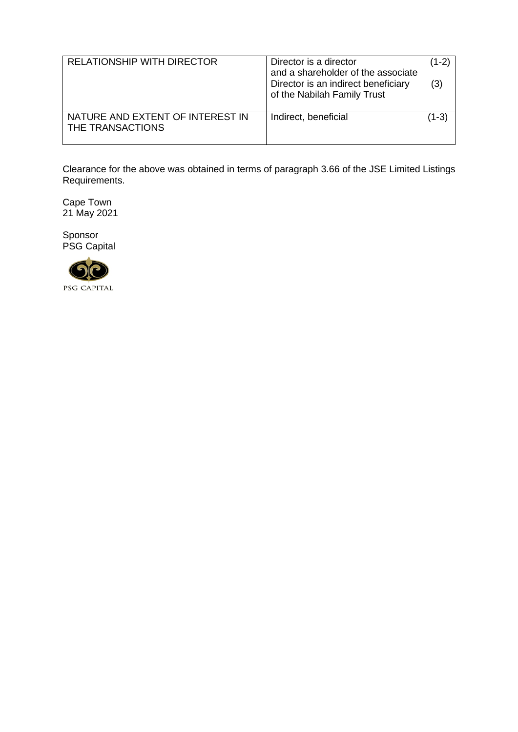| | | |
|---|---|---|
| RELATIONSHIP WITH DIRECTOR | Director is a director and a shareholder of the associate<br>Director is an indirect beneficiary of the Nabilah Family Trust | (1-2)<br>(3) |
| NATURE AND EXTENT OF INTEREST IN THE TRANSACTIONS | Indirect, beneficial | (1-3) |

Clearance for the above was obtained in terms of paragraph 3.66 of the JSE Limited Listings Requirements.

Cape Town
21 May 2021

Sponsor
PSG Capital

PSG CAPITAL